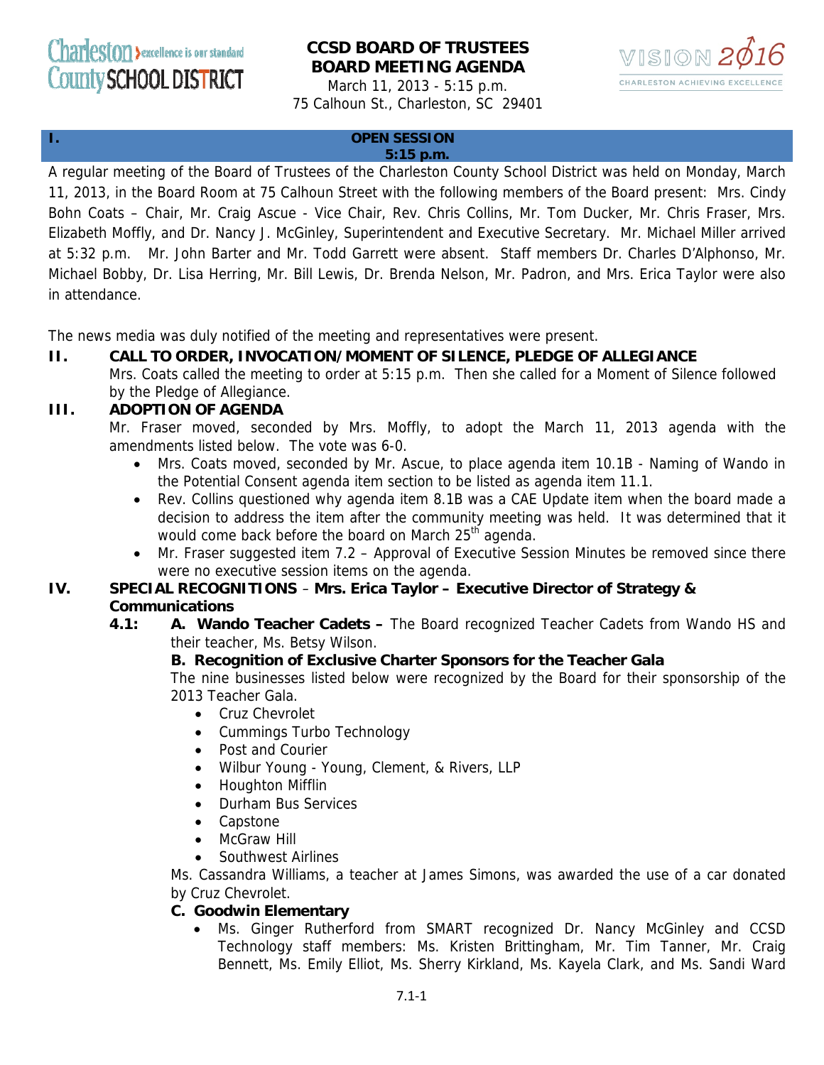Charleston County SCHOOL DISTRICT — excellence is our standard

# CCSD BOARD OF TRUSTEES
# BOARD MEETING AGENDA

March 11, 2013 - 5:15 p.m.
75 Calhoun St., Charleston, SC 29401

VISION 2016 — CHARLESTON ACHIEVING EXCELLENCE

## I. OPEN SESSION
**5:15 p.m.**

A regular meeting of the Board of Trustees of the Charleston County School District was held on Monday, March 11, 2013, in the Board Room at 75 Calhoun Street with the following members of the Board present: Mrs. Cindy Bohn Coats – Chair, Mr. Craig Ascue - Vice Chair, Rev. Chris Collins, Mr. Tom Ducker, Mr. Chris Fraser, Mrs. Elizabeth Moffly, and Dr. Nancy J. McGinley, Superintendent and Executive Secretary. Mr. Michael Miller arrived at 5:32 p.m. Mr. John Barter and Mr. Todd Garrett were absent. Staff members Dr. Charles D'Alphonso, Mr. Michael Bobby, Dr. Lisa Herring, Mr. Bill Lewis, Dr. Brenda Nelson, Mr. Padron, and Mrs. Erica Taylor were also in attendance.

The news media was duly notified of the meeting and representatives were present.

## II. CALL TO ORDER, INVOCATION/MOMENT OF SILENCE, PLEDGE OF ALLEGIANCE

Mrs. Coats called the meeting to order at 5:15 p.m. Then she called for a Moment of Silence followed by the Pledge of Allegiance.

## III. ADOPTION OF AGENDA

Mr. Fraser moved, seconded by Mrs. Moffly, to adopt the March 11, 2013 agenda with the amendments listed below. The vote was 6-0.

- Mrs. Coats moved, seconded by Mr. Ascue, to place agenda item 10.1B - Naming of Wando in the Potential Consent agenda item section to be listed as agenda item 11.1.
- Rev. Collins questioned why agenda item 8.1B was a CAE Update item when the board made a decision to address the item after the community meeting was held. It was determined that it would come back before the board on March 25th agenda.
- Mr. Fraser suggested item 7.2 – Approval of Executive Session Minutes be removed since there were no executive session items on the agenda.

## IV. SPECIAL RECOGNITIONS – Mrs. Erica Taylor – Executive Director of Strategy & Communications

**4.1: A. Wando Teacher Cadets –** The Board recognized Teacher Cadets from Wando HS and their teacher, Ms. Betsy Wilson.

**B. Recognition of Exclusive Charter Sponsors for the Teacher Gala**

The nine businesses listed below were recognized by the Board for their sponsorship of the 2013 Teacher Gala.

- Cruz Chevrolet
- Cummings Turbo Technology
- Post and Courier
- Wilbur Young - Young, Clement, & Rivers, LLP
- Houghton Mifflin
- Durham Bus Services
- Capstone
- McGraw Hill
- Southwest Airlines

Ms. Cassandra Williams, a teacher at James Simons, was awarded the use of a car donated by Cruz Chevrolet.

**C. Goodwin Elementary**

- Ms. Ginger Rutherford from SMART recognized Dr. Nancy McGinley and CCSD Technology staff members: Ms. Kristen Brittingham, Mr. Tim Tanner, Mr. Craig Bennett, Ms. Emily Elliot, Ms. Sherry Kirkland, Ms. Kayela Clark, and Ms. Sandi Ward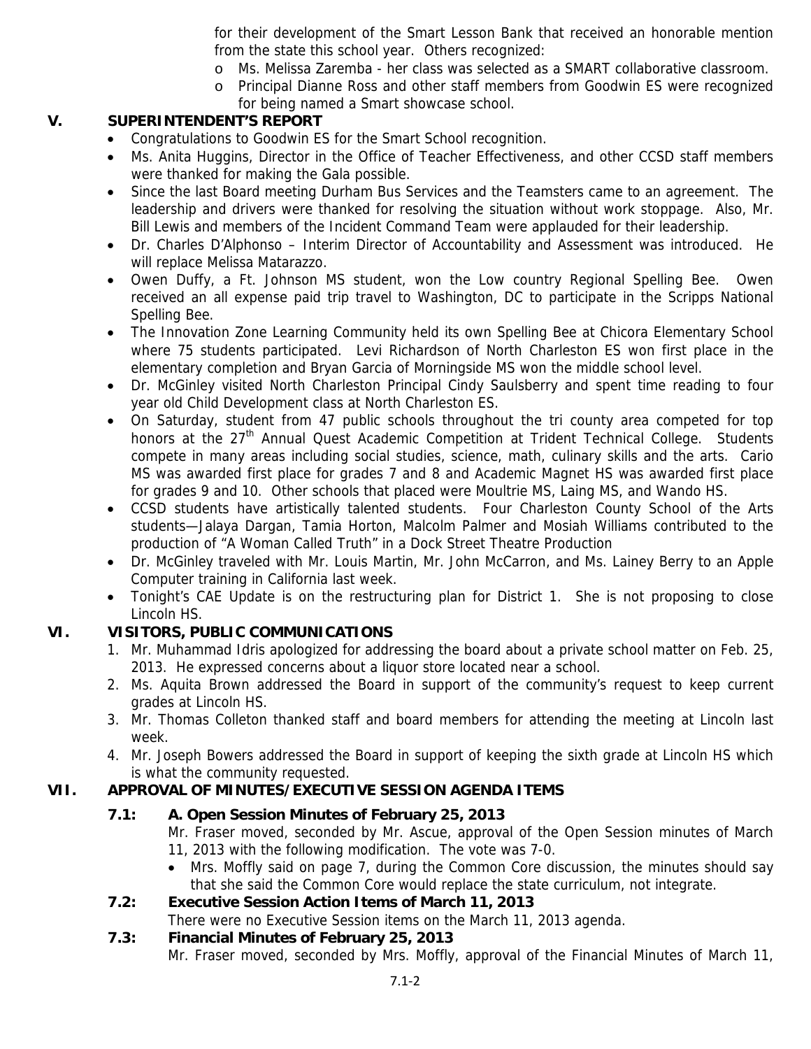for their development of the Smart Lesson Bank that received an honorable mention from the state this school year. Others recognized:

- Ms. Melissa Zaremba - her class was selected as a SMART collaborative classroom.
- Principal Dianne Ross and other staff members from Goodwin ES were recognized for being named a Smart showcase school.

## V. SUPERINTENDENT'S REPORT

- Congratulations to Goodwin ES for the Smart School recognition.
- Ms. Anita Huggins, Director in the Office of Teacher Effectiveness, and other CCSD staff members were thanked for making the Gala possible.
- Since the last Board meeting Durham Bus Services and the Teamsters came to an agreement. The leadership and drivers were thanked for resolving the situation without work stoppage. Also, Mr. Bill Lewis and members of the Incident Command Team were applauded for their leadership.
- Dr. Charles D'Alphonso – Interim Director of Accountability and Assessment was introduced. He will replace Melissa Matarazzo.
- Owen Duffy, a Ft. Johnson MS student, won the Low country Regional Spelling Bee. Owen received an all expense paid trip travel to Washington, DC to participate in the Scripps National Spelling Bee.
- The Innovation Zone Learning Community held its own Spelling Bee at Chicora Elementary School where 75 students participated. Levi Richardson of North Charleston ES won first place in the elementary completion and Bryan Garcia of Morningside MS won the middle school level.
- Dr. McGinley visited North Charleston Principal Cindy Saulsberry and spent time reading to four year old Child Development class at North Charleston ES.
- On Saturday, student from 47 public schools throughout the tri county area competed for top honors at the 27th Annual Quest Academic Competition at Trident Technical College. Students compete in many areas including social studies, science, math, culinary skills and the arts. Cario MS was awarded first place for grades 7 and 8 and Academic Magnet HS was awarded first place for grades 9 and 10. Other schools that placed were Moultrie MS, Laing MS, and Wando HS.
- CCSD students have artistically talented students. Four Charleston County School of the Arts students—Jalaya Dargan, Tamia Horton, Malcolm Palmer and Mosiah Williams contributed to the production of "A Woman Called Truth" in a Dock Street Theatre Production
- Dr. McGinley traveled with Mr. Louis Martin, Mr. John McCarron, and Ms. Lainey Berry to an Apple Computer training in California last week.
- Tonight's CAE Update is on the restructuring plan for District 1. She is not proposing to close Lincoln HS.

## VI. VISITORS, PUBLIC COMMUNICATIONS

1. Mr. Muhammad Idris apologized for addressing the board about a private school matter on Feb. 25, 2013. He expressed concerns about a liquor store located near a school.
2. Ms. Aquita Brown addressed the Board in support of the community's request to keep current grades at Lincoln HS.
3. Mr. Thomas Colleton thanked staff and board members for attending the meeting at Lincoln last week.
4. Mr. Joseph Bowers addressed the Board in support of keeping the sixth grade at Lincoln HS which is what the community requested.

## VII. APPROVAL OF MINUTES/EXECUTIVE SESSION AGENDA ITEMS

### 7.1: A. Open Session Minutes of February 25, 2013

Mr. Fraser moved, seconded by Mr. Ascue, approval of the Open Session minutes of March 11, 2013 with the following modification. The vote was 7-0.

- Mrs. Moffly said on page 7, during the Common Core discussion, the minutes should say that she said the Common Core would replace the state curriculum, not integrate.

### 7.2: Executive Session Action Items of March 11, 2013

There were no Executive Session items on the March 11, 2013 agenda.

### 7.3: Financial Minutes of February 25, 2013

Mr. Fraser moved, seconded by Mrs. Moffly, approval of the Financial Minutes of March 11,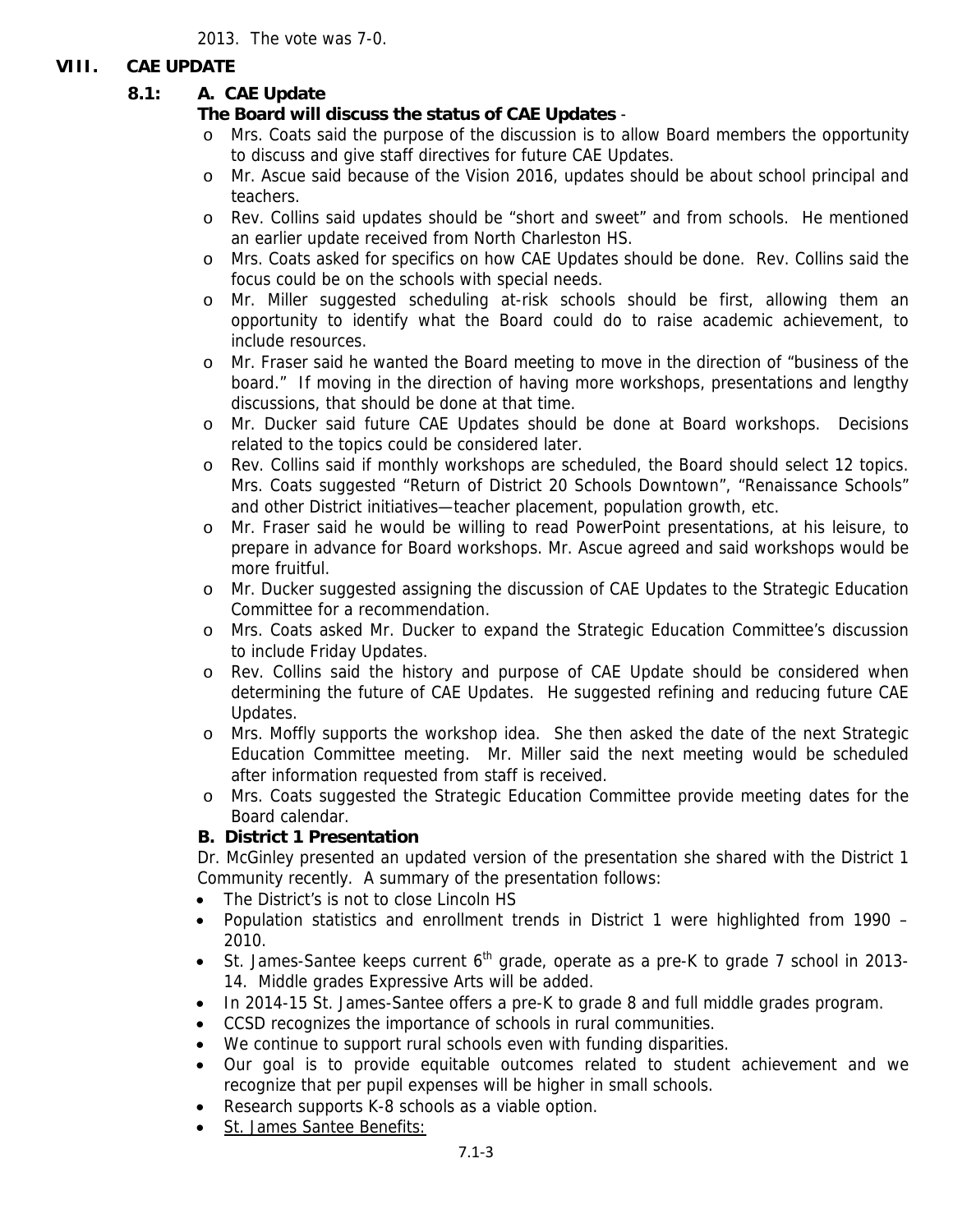2013. The vote was 7-0.

## VIII. CAE UPDATE

### 8.1: A. CAE Update

**The Board will discuss the status of CAE Updates** -

- Mrs. Coats said the purpose of the discussion is to allow Board members the opportunity to discuss and give staff directives for future CAE Updates.
- Mr. Ascue said because of the Vision 2016, updates should be about school principal and teachers.
- Rev. Collins said updates should be "short and sweet" and from schools. He mentioned an earlier update received from North Charleston HS.
- Mrs. Coats asked for specifics on how CAE Updates should be done. Rev. Collins said the focus could be on the schools with special needs.
- Mr. Miller suggested scheduling at-risk schools should be first, allowing them an opportunity to identify what the Board could do to raise academic achievement, to include resources.
- Mr. Fraser said he wanted the Board meeting to move in the direction of "business of the board." If moving in the direction of having more workshops, presentations and lengthy discussions, that should be done at that time.
- Mr. Ducker said future CAE Updates should be done at Board workshops. Decisions related to the topics could be considered later.
- Rev. Collins said if monthly workshops are scheduled, the Board should select 12 topics. Mrs. Coats suggested "Return of District 20 Schools Downtown", "Renaissance Schools" and other District initiatives—teacher placement, population growth, etc.
- Mr. Fraser said he would be willing to read PowerPoint presentations, at his leisure, to prepare in advance for Board workshops. Mr. Ascue agreed and said workshops would be more fruitful.
- Mr. Ducker suggested assigning the discussion of CAE Updates to the Strategic Education Committee for a recommendation.
- Mrs. Coats asked Mr. Ducker to expand the Strategic Education Committee's discussion to include Friday Updates.
- Rev. Collins said the history and purpose of CAE Update should be considered when determining the future of CAE Updates. He suggested refining and reducing future CAE Updates.
- Mrs. Moffly supports the workshop idea. She then asked the date of the next Strategic Education Committee meeting. Mr. Miller said the next meeting would be scheduled after information requested from staff is received.
- Mrs. Coats suggested the Strategic Education Committee provide meeting dates for the Board calendar.

**B. District 1 Presentation**

Dr. McGinley presented an updated version of the presentation she shared with the District 1 Community recently. A summary of the presentation follows:

- The District's is not to close Lincoln HS
- Population statistics and enrollment trends in District 1 were highlighted from 1990 – 2010.
- St. James-Santee keeps current 6th grade, operate as a pre-K to grade 7 school in 2013-14. Middle grades Expressive Arts will be added.
- In 2014-15 St. James-Santee offers a pre-K to grade 8 and full middle grades program.
- CCSD recognizes the importance of schools in rural communities.
- We continue to support rural schools even with funding disparities.
- Our goal is to provide equitable outcomes related to student achievement and we recognize that per pupil expenses will be higher in small schools.
- Research supports K-8 schools as a viable option.
- St. James Santee Benefits: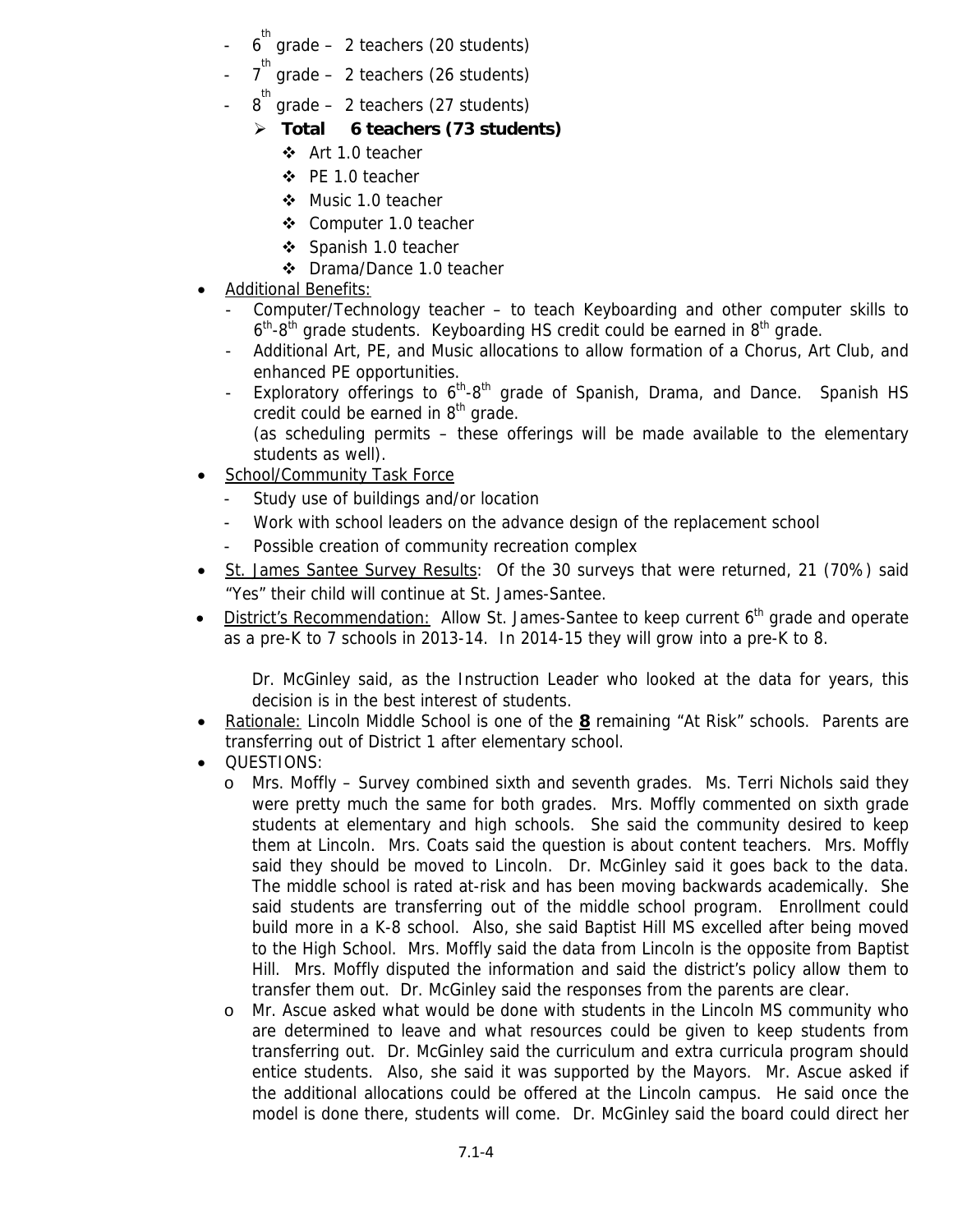- 6th grade – 2 teachers (20 students)
- 7th grade – 2 teachers (26 students)
- 8th grade – 2 teachers (27 students)
  - **Total 6 teachers (73 students)**
    - Art 1.0 teacher
    - PE 1.0 teacher
    - Music 1.0 teacher
    - Computer 1.0 teacher
    - Spanish 1.0 teacher
    - Drama/Dance 1.0 teacher

- Additional Benefits:
  - Computer/Technology teacher – to teach Keyboarding and other computer skills to 6th-8th grade students. Keyboarding HS credit could be earned in 8th grade.
  - Additional Art, PE, and Music allocations to allow formation of a Chorus, Art Club, and enhanced PE opportunities.
  - Exploratory offerings to 6th-8th grade of Spanish, Drama, and Dance. Spanish HS credit could be earned in 8th grade.
    (as scheduling permits – these offerings will be made available to the elementary students as well).
- School/Community Task Force
  - Study use of buildings and/or location
  - Work with school leaders on the advance design of the replacement school
  - Possible creation of community recreation complex
- St. James Santee Survey Results: Of the 30 surveys that were returned, 21 (70%) said "Yes" their child will continue at St. James-Santee.
- District's Recommendation: Allow St. James-Santee to keep current 6th grade and operate as a pre-K to 7 schools in 2013-14. In 2014-15 they will grow into a pre-K to 8.

  Dr. McGinley said, as the Instruction Leader who looked at the data for years, this decision is in the best interest of students.
- Rationale: Lincoln Middle School is one of the **8** remaining "At Risk" schools. Parents are transferring out of District 1 after elementary school.
- QUESTIONS:
  - Mrs. Moffly – Survey combined sixth and seventh grades. Ms. Terri Nichols said they were pretty much the same for both grades. Mrs. Moffly commented on sixth grade students at elementary and high schools. She said the community desired to keep them at Lincoln. Mrs. Coats said the question is about content teachers. Mrs. Moffly said they should be moved to Lincoln. Dr. McGinley said it goes back to the data. The middle school is rated at-risk and has been moving backwards academically. She said students are transferring out of the middle school program. Enrollment could build more in a K-8 school. Also, she said Baptist Hill MS excelled after being moved to the High School. Mrs. Moffly said the data from Lincoln is the opposite from Baptist Hill. Mrs. Moffly disputed the information and said the district's policy allow them to transfer them out. Dr. McGinley said the responses from the parents are clear.
  - Mr. Ascue asked what would be done with students in the Lincoln MS community who are determined to leave and what resources could be given to keep students from transferring out. Dr. McGinley said the curriculum and extra curricula program should entice students. Also, she said it was supported by the Mayors. Mr. Ascue asked if the additional allocations could be offered at the Lincoln campus. He said once the model is done there, students will come. Dr. McGinley said the board could direct her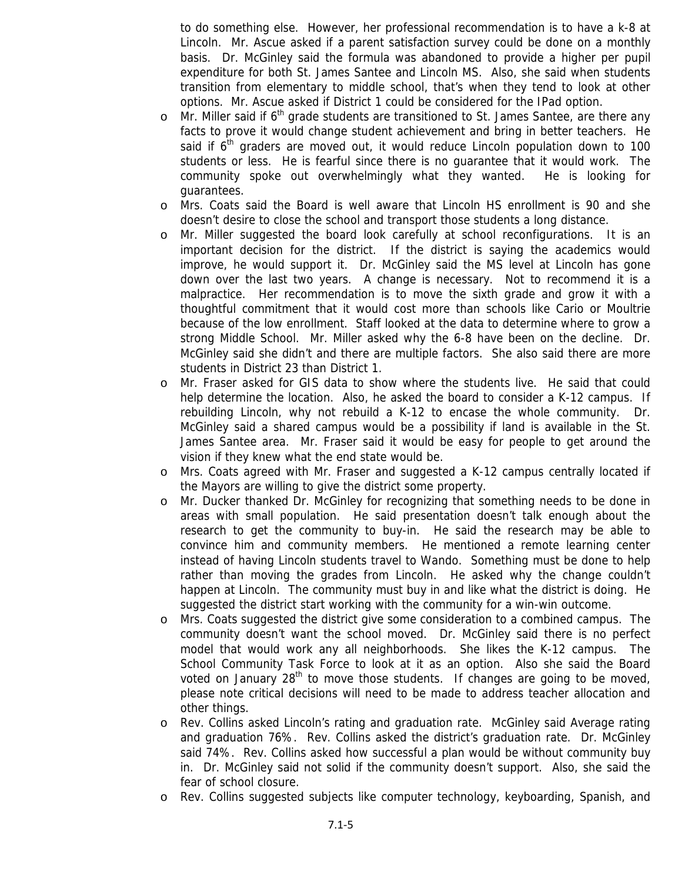to do something else. However, her professional recommendation is to have a k-8 at Lincoln. Mr. Ascue asked if a parent satisfaction survey could be done on a monthly basis. Dr. McGinley said the formula was abandoned to provide a higher per pupil expenditure for both St. James Santee and Lincoln MS. Also, she said when students transition from elementary to middle school, that's when they tend to look at other options. Mr. Ascue asked if District 1 could be considered for the IPad option.

- Mr. Miller said if 6th grade students are transitioned to St. James Santee, are there any facts to prove it would change student achievement and bring in better teachers. He said if 6th graders are moved out, it would reduce Lincoln population down to 100 students or less. He is fearful since there is no guarantee that it would work. The community spoke out overwhelmingly what they wanted. He is looking for guarantees.
- Mrs. Coats said the Board is well aware that Lincoln HS enrollment is 90 and she doesn't desire to close the school and transport those students a long distance.
- Mr. Miller suggested the board look carefully at school reconfigurations. It is an important decision for the district. If the district is saying the academics would improve, he would support it. Dr. McGinley said the MS level at Lincoln has gone down over the last two years. A change is necessary. Not to recommend it is a malpractice. Her recommendation is to move the sixth grade and grow it with a thoughtful commitment that it would cost more than schools like Cario or Moultrie because of the low enrollment. Staff looked at the data to determine where to grow a strong Middle School. Mr. Miller asked why the 6-8 have been on the decline. Dr. McGinley said she didn't and there are multiple factors. She also said there are more students in District 23 than District 1.
- Mr. Fraser asked for GIS data to show where the students live. He said that could help determine the location. Also, he asked the board to consider a K-12 campus. If rebuilding Lincoln, why not rebuild a K-12 to encase the whole community. Dr. McGinley said a shared campus would be a possibility if land is available in the St. James Santee area. Mr. Fraser said it would be easy for people to get around the vision if they knew what the end state would be.
- Mrs. Coats agreed with Mr. Fraser and suggested a K-12 campus centrally located if the Mayors are willing to give the district some property.
- Mr. Ducker thanked Dr. McGinley for recognizing that something needs to be done in areas with small population. He said presentation doesn't talk enough about the research to get the community to buy-in. He said the research may be able to convince him and community members. He mentioned a remote learning center instead of having Lincoln students travel to Wando. Something must be done to help rather than moving the grades from Lincoln. He asked why the change couldn't happen at Lincoln. The community must buy in and like what the district is doing. He suggested the district start working with the community for a win-win outcome.
- Mrs. Coats suggested the district give some consideration to a combined campus. The community doesn't want the school moved. Dr. McGinley said there is no perfect model that would work any all neighborhoods. She likes the K-12 campus. The School Community Task Force to look at it as an option. Also she said the Board voted on January 28th to move those students. If changes are going to be moved, please note critical decisions will need to be made to address teacher allocation and other things.
- Rev. Collins asked Lincoln's rating and graduation rate. McGinley said Average rating and graduation 76%. Rev. Collins asked the district's graduation rate. Dr. McGinley said 74%. Rev. Collins asked how successful a plan would be without community buy in. Dr. McGinley said not solid if the community doesn't support. Also, she said the fear of school closure.
- Rev. Collins suggested subjects like computer technology, keyboarding, Spanish, and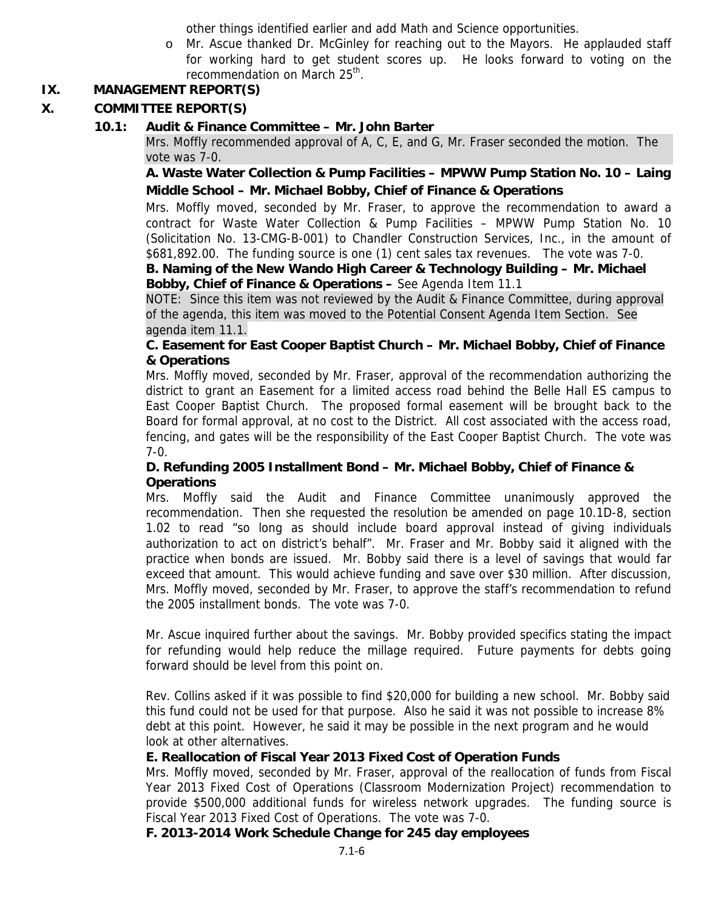other things identified earlier and add Math and Science opportunities.

- o Mr. Ascue thanked Dr. McGinley for reaching out to the Mayors. He applauded staff for working hard to get student scores up. He looks forward to voting on the recommendation on March 25th.

## IX. MANAGEMENT REPORT(S)

## X. COMMITTEE REPORT(S)

### 10.1: Audit & Finance Committee – Mr. John Barter

Mrs. Moffly recommended approval of A, C, E, and G, Mr. Fraser seconded the motion. The vote was 7-0.

**A. Waste Water Collection & Pump Facilities – MPWW Pump Station No. 10 – Laing Middle School – Mr. Michael Bobby, Chief of Finance & Operations**

Mrs. Moffly moved, seconded by Mr. Fraser, to approve the recommendation to award a contract for Waste Water Collection & Pump Facilities – MPWW Pump Station No. 10 (Solicitation No. 13-CMG-B-001) to Chandler Construction Services, Inc., in the amount of $681,892.00. The funding source is one (1) cent sales tax revenues. The vote was 7-0.

**B. Naming of the New Wando High Career & Technology Building – Mr. Michael Bobby, Chief of Finance & Operations –** See Agenda Item 11.1

NOTE: Since this item was not reviewed by the Audit & Finance Committee, during approval of the agenda, this item was moved to the Potential Consent Agenda Item Section. See agenda item 11.1.

**C. Easement for East Cooper Baptist Church – Mr. Michael Bobby, Chief of Finance & Operations**

Mrs. Moffly moved, seconded by Mr. Fraser, approval of the recommendation authorizing the district to grant an Easement for a limited access road behind the Belle Hall ES campus to East Cooper Baptist Church. The proposed formal easement will be brought back to the Board for formal approval, at no cost to the District. All cost associated with the access road, fencing, and gates will be the responsibility of the East Cooper Baptist Church. The vote was 7-0.

**D. Refunding 2005 Installment Bond – Mr. Michael Bobby, Chief of Finance & Operations**

Mrs. Moffly said the Audit and Finance Committee unanimously approved the recommendation. Then she requested the resolution be amended on page 10.1D-8, section 1.02 to read "so long as should include board approval instead of giving individuals authorization to act on district's behalf". Mr. Fraser and Mr. Bobby said it aligned with the practice when bonds are issued. Mr. Bobby said there is a level of savings that would far exceed that amount. This would achieve funding and save over $30 million. After discussion, Mrs. Moffly moved, seconded by Mr. Fraser, to approve the staff's recommendation to refund the 2005 installment bonds. The vote was 7-0.

Mr. Ascue inquired further about the savings. Mr. Bobby provided specifics stating the impact for refunding would help reduce the millage required. Future payments for debts going forward should be level from this point on.

Rev. Collins asked if it was possible to find $20,000 for building a new school. Mr. Bobby said this fund could not be used for that purpose. Also he said it was not possible to increase 8% debt at this point. However, he said it may be possible in the next program and he would look at other alternatives.

**E. Reallocation of Fiscal Year 2013 Fixed Cost of Operation Funds**

Mrs. Moffly moved, seconded by Mr. Fraser, approval of the reallocation of funds from Fiscal Year 2013 Fixed Cost of Operations (Classroom Modernization Project) recommendation to provide $500,000 additional funds for wireless network upgrades. The funding source is Fiscal Year 2013 Fixed Cost of Operations. The vote was 7-0.

**F. 2013-2014 Work Schedule Change for 245 day employees**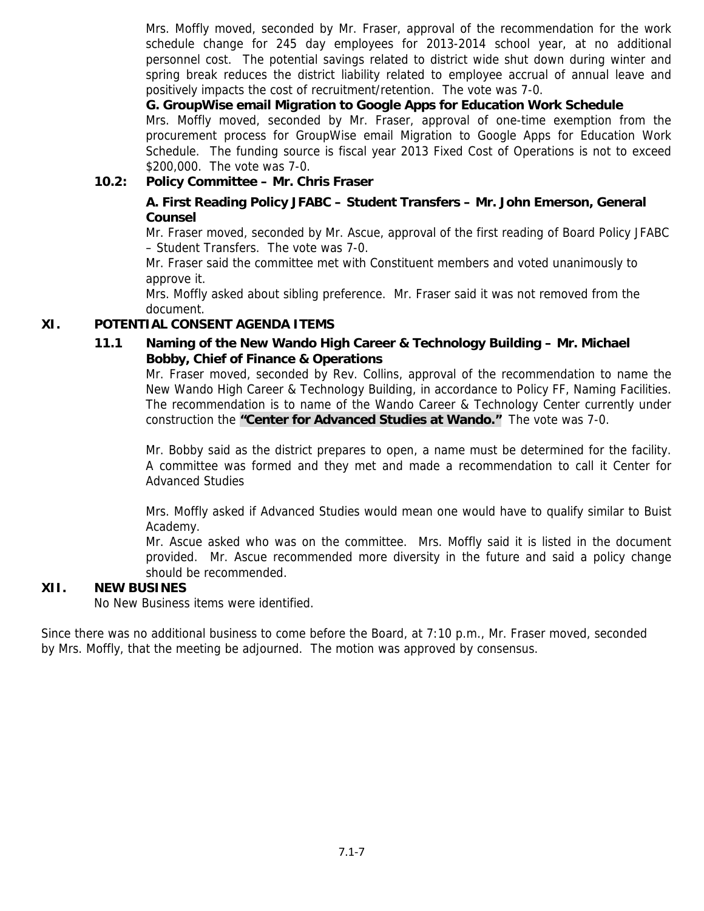Mrs. Moffly moved, seconded by Mr. Fraser, approval of the recommendation for the work schedule change for 245 day employees for 2013-2014 school year, at no additional personnel cost. The potential savings related to district wide shut down during winter and spring break reduces the district liability related to employee accrual of annual leave and positively impacts the cost of recruitment/retention. The vote was 7-0.

**G. GroupWise email Migration to Google Apps for Education Work Schedule**

Mrs. Moffly moved, seconded by Mr. Fraser, approval of one-time exemption from the procurement process for GroupWise email Migration to Google Apps for Education Work Schedule. The funding source is fiscal year 2013 Fixed Cost of Operations is not to exceed $200,000. The vote was 7-0.

### 10.2: Policy Committee – Mr. Chris Fraser

**A. First Reading Policy JFABC – Student Transfers – Mr. John Emerson, General Counsel**

Mr. Fraser moved, seconded by Mr. Ascue, approval of the first reading of Board Policy JFABC – Student Transfers. The vote was 7-0.

Mr. Fraser said the committee met with Constituent members and voted unanimously to approve it.

Mrs. Moffly asked about sibling preference. Mr. Fraser said it was not removed from the document.

## XI. POTENTIAL CONSENT AGENDA ITEMS

### 11.1 Naming of the New Wando High Career & Technology Building – Mr. Michael Bobby, Chief of Finance & Operations

Mr. Fraser moved, seconded by Rev. Collins, approval of the recommendation to name the New Wando High Career & Technology Building, in accordance to Policy FF, Naming Facilities. The recommendation is to name of the Wando Career & Technology Center currently under construction the **"Center for Advanced Studies at Wando."** The vote was 7-0.

Mr. Bobby said as the district prepares to open, a name must be determined for the facility. A committee was formed and they met and made a recommendation to call it Center for Advanced Studies

Mrs. Moffly asked if Advanced Studies would mean one would have to qualify similar to Buist Academy.

Mr. Ascue asked who was on the committee. Mrs. Moffly said it is listed in the document provided. Mr. Ascue recommended more diversity in the future and said a policy change should be recommended.

## XII. NEW BUSINES

No New Business items were identified.

Since there was no additional business to come before the Board, at 7:10 p.m., Mr. Fraser moved, seconded by Mrs. Moffly, that the meeting be adjourned. The motion was approved by consensus.